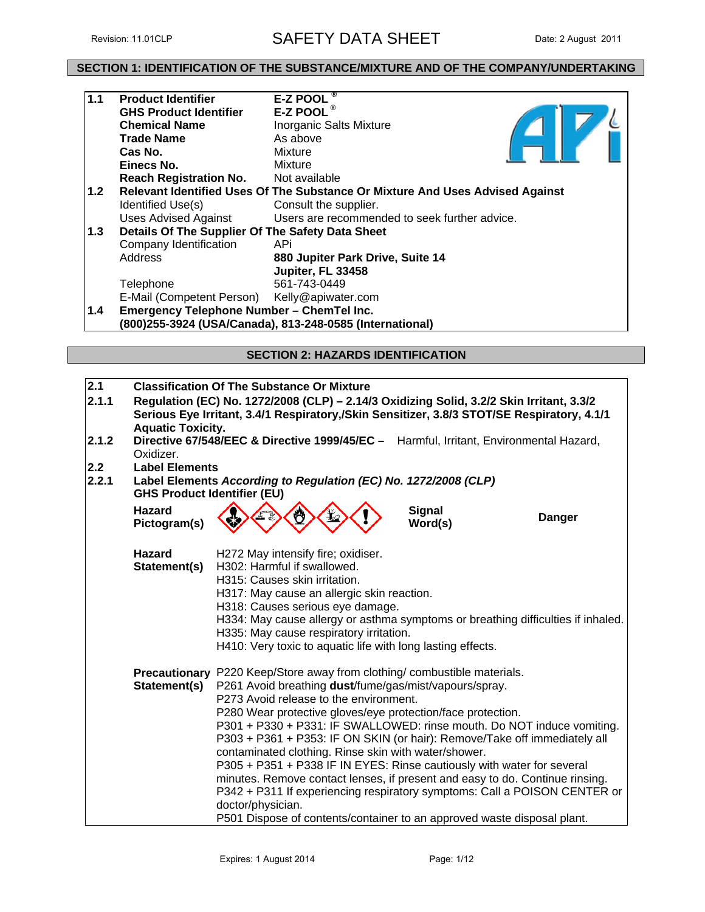Revision: 11.01CLP

# SAFETY DATA SHEET

Date: 2 August 2011

## SECTION 1: IDENTIFICATION OF THE SUBSTANCE/MIXTURE AND OF THE COMPANY/UNDERTAKING

| | | |
|---|---|---|
| **1.1** | **Product Identifier** | **E-Z POOL ®** |
| | **GHS Product Identifier** | **E-Z POOL ®** |
| | **Chemical Name** | Inorganic Salts Mixture |
| | **Trade Name** | As above |
| | **Cas No.** | Mixture |
| | **Einecs No.** | Mixture |
| | **Reach Registration No.** | Not available |
| **1.2** | **Relevant Identified Uses Of The Substance Or Mixture And Uses Advised Against** | |
| | Identified Use(s) | Consult the supplier. |
| | Uses Advised Against | Users are recommended to seek further advice. |
| **1.3** | **Details Of The Supplier Of The Safety Data Sheet** | |
| | Company Identification | APi |
| | Address | **880 Jupiter Park Drive, Suite 14**<br>**Jupiter, FL 33458** |
| | Telephone | 561-743-0449 |
| | E-Mail (Competent Person) | Kelly@apiwater.com |
| **1.4** | **Emergency Telephone Number – ChemTel Inc.**<br>**(800)255-3924 (USA/Canada), 813-248-0585 (International)** | |

## SECTION 2: HAZARDS IDENTIFICATION

**2.1 Classification Of The Substance Or Mixture**

**2.1.1 Regulation (EC) No. 1272/2008 (CLP) – 2.14/3 Oxidizing Solid, 3.2/2 Skin Irritant, 3.3/2 Serious Eye Irritant, 3.4/1 Respiratory,/Skin Sensitizer, 3.8/3 STOT/SE Respiratory, 4.1/1 Aquatic Toxicity.**

**2.1.2 Directive 67/548/EEC & Directive 1999/45/EC –** Harmful, Irritant, Environmental Hazard, Oxidizer.

**2.2 Label Elements**

**2.2.1 Label Elements *According to Regulation (EC) No. 1272/2008 (CLP)***
**GHS Product Identifier (EU)**

**Hazard Pictogram(s)**

**Signal Word(s)** **Danger**

**Hazard Statement(s)**
H272 May intensify fire; oxidiser.
H302: Harmful if swallowed.
H315: Causes skin irritation.
H317: May cause an allergic skin reaction.
H318: Causes serious eye damage.
H334: May cause allergy or asthma symptoms or breathing difficulties if inhaled.
H335: May cause respiratory irritation.
H410: Very toxic to aquatic life with long lasting effects.

**Precautionary Statement(s)**
P220 Keep/Store away from clothing/ combustible materials.
P261 Avoid breathing **dust**/fume/gas/mist/vapours/spray.
P273 Avoid release to the environment.
P280 Wear protective gloves/eye protection/face protection.
P301 + P330 + P331: IF SWALLOWED: rinse mouth. Do NOT induce vomiting.
P303 + P361 + P353: IF ON SKIN (or hair): Remove/Take off immediately all contaminated clothing. Rinse skin with water/shower.
P305 + P351 + P338 IF IN EYES: Rinse cautiously with water for several minutes. Remove contact lenses, if present and easy to do. Continue rinsing.
P342 + P311 If experiencing respiratory symptoms: Call a POISON CENTER or doctor/physician.
P501 Dispose of contents/container to an approved waste disposal plant.

Expires: 1 August 2014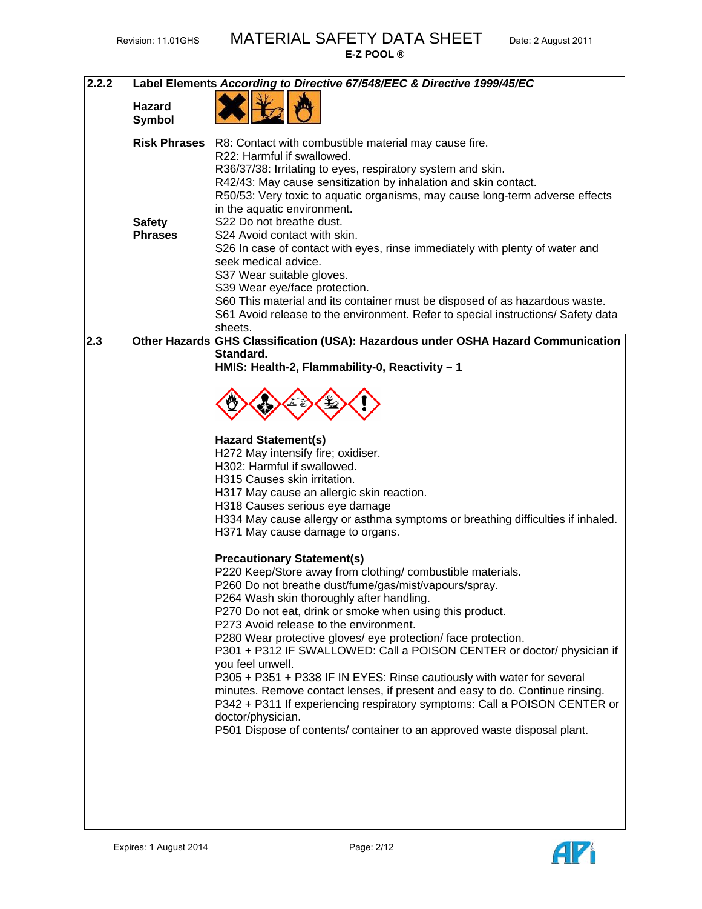**2.2.2 Label Elements** ***According to Directive 67/548/EEC & Directive 1999/45/EC***

**Hazard Symbol**

**Risk Phrases**
R8: Contact with combustible material may cause fire.
R22: Harmful if swallowed.
R36/37/38: Irritating to eyes, respiratory system and skin.
R42/43: May cause sensitization by inhalation and skin contact.
R50/53: Very toxic to aquatic organisms, may cause long-term adverse effects in the aquatic environment.

**Safety Phrases**
S22 Do not breathe dust.
S24 Avoid contact with skin.
S26 In case of contact with eyes, rinse immediately with plenty of water and seek medical advice.
S37 Wear suitable gloves.
S39 Wear eye/face protection.
S60 This material and its container must be disposed of as hazardous waste.
S61 Avoid release to the environment. Refer to special instructions/ Safety data sheets.

**2.3 Other Hazards** **GHS Classification (USA): Hazardous under OSHA Hazard Communication Standard.**
**HMIS: Health-2, Flammability-0, Reactivity – 1**

**Hazard Statement(s)**
H272 May intensify fire; oxidiser.
H302: Harmful if swallowed.
H315 Causes skin irritation.
H317 May cause an allergic skin reaction.
H318 Causes serious eye damage
H334 May cause allergy or asthma symptoms or breathing difficulties if inhaled.
H371 May cause damage to organs.

**Precautionary Statement(s)**
P220 Keep/Store away from clothing/ combustible materials.
P260 Do not breathe dust/fume/gas/mist/vapours/spray.
P264 Wash skin thoroughly after handling.
P270 Do not eat, drink or smoke when using this product.
P273 Avoid release to the environment.
P280 Wear protective gloves/ eye protection/ face protection.
P301 + P312 IF SWALLOWED: Call a POISON CENTER or doctor/ physician if you feel unwell.
P305 + P351 + P338 IF IN EYES: Rinse cautiously with water for several minutes. Remove contact lenses, if present and easy to do. Continue rinsing.
P342 + P311 If experiencing respiratory symptoms: Call a POISON CENTER or doctor/physician.
P501 Dispose of contents/ container to an approved waste disposal plant.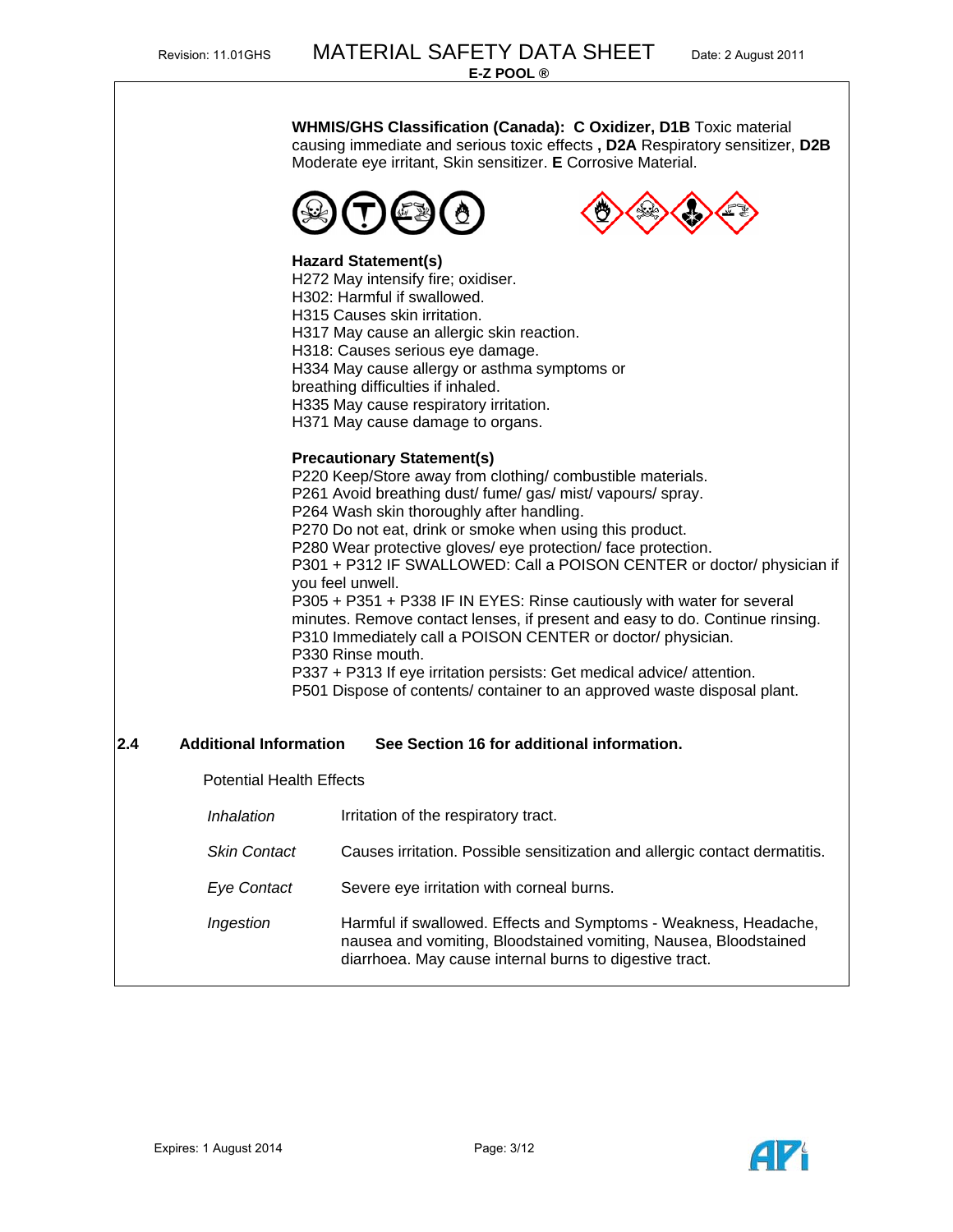**WHMIS/GHS Classification (Canada): C Oxidizer, D1B** Toxic material causing immediate and serious toxic effects **, D2A** Respiratory sensitizer, **D2B** Moderate eye irritant, Skin sensitizer. **E** Corrosive Material.

**Hazard Statement(s)**

H272 May intensify fire; oxidiser.
H302: Harmful if swallowed.
H315 Causes skin irritation.
H317 May cause an allergic skin reaction.
H318: Causes serious eye damage.
H334 May cause allergy or asthma symptoms or breathing difficulties if inhaled.
H335 May cause respiratory irritation.
H371 May cause damage to organs.

**Precautionary Statement(s)**

P220 Keep/Store away from clothing/ combustible materials.
P261 Avoid breathing dust/ fume/ gas/ mist/ vapours/ spray.
P264 Wash skin thoroughly after handling.
P270 Do not eat, drink or smoke when using this product.
P280 Wear protective gloves/ eye protection/ face protection.
P301 + P312 IF SWALLOWED: Call a POISON CENTER or doctor/ physician if you feel unwell.
P305 + P351 + P338 IF IN EYES: Rinse cautiously with water for several minutes. Remove contact lenses, if present and easy to do. Continue rinsing.
P310 Immediately call a POISON CENTER or doctor/ physician.
P330 Rinse mouth.
P337 + P313 If eye irritation persists: Get medical advice/ attention.
P501 Dispose of contents/ container to an approved waste disposal plant.

## 2.4 Additional Information — See Section 16 for additional information.

Potential Health Effects

| | |
|---|---|
| *Inhalation* | Irritation of the respiratory tract. |
| *Skin Contact* | Causes irritation. Possible sensitization and allergic contact dermatitis. |
| *Eye Contact* | Severe eye irritation with corneal burns. |
| *Ingestion* | Harmful if swallowed. Effects and Symptoms - Weakness, Headache, nausea and vomiting, Bloodstained vomiting, Nausea, Bloodstained diarrhoea. May cause internal burns to digestive tract. |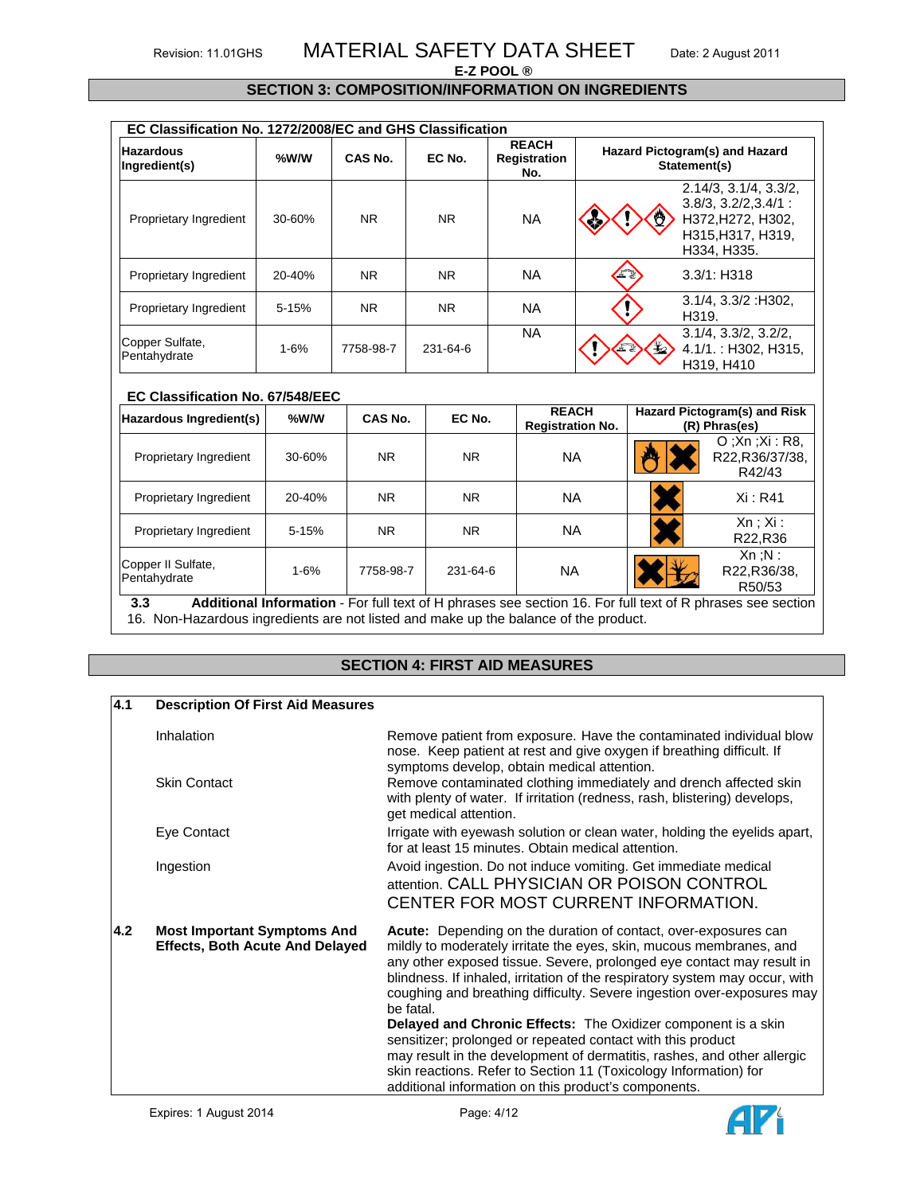MATERIAL SAFETY DATA SHEET

**E-Z POOL ®**

## SECTION 3: COMPOSITION/INFORMATION ON INGREDIENTS

**EC Classification No. 1272/2008/EC and GHS Classification**

| Hazardous Ingredient(s) | %W/W | CAS No. | EC No. | REACH Registration No. | Hazard Pictogram(s) and Hazard Statement(s) |
|---|---|---|---|---|---|
| Proprietary Ingredient | 30-60% | NR | NR | NA | 2.14/3, 3.1/4, 3.3/2, 3.8/3, 3.2/2,3.4/1 : H372,H272, H302, H315,H317, H319, H334, H335. |
| Proprietary Ingredient | 20-40% | NR | NR | NA | 3.3/1: H318 |
| Proprietary Ingredient | 5-15% | NR | NR | NA | 3.1/4, 3.3/2 :H302, H319. |
| Copper Sulfate, Pentahydrate | 1-6% | 7758-98-7 | 231-64-6 | NA | 3.1/4, 3.3/2, 3.2/2, 4.1/1. : H302, H315, H319, H410 |

**EC Classification No. 67/548/EEC**

| Hazardous Ingredient(s) | %W/W | CAS No. | EC No. | REACH Registration No. | Hazard Pictogram(s) and Risk (R) Phras(es) |
|---|---|---|---|---|---|
| Proprietary Ingredient | 30-60% | NR | NR | NA | O ;Xn ;Xi : R8, R22,R36/37/38, R42/43 |
| Proprietary Ingredient | 20-40% | NR | NR | NA | Xi : R41 |
| Proprietary Ingredient | 5-15% | NR | NR | NA | Xn ; Xi : R22,R36 |
| Copper II Sulfate, Pentahydrate | 1-6% | 7758-98-7 | 231-64-6 | NA | Xn ;N : R22,R36/38, R50/53 |

**3.3 Additional Information** - For full text of H phrases see section 16. For full text of R phrases see section 16. Non-Hazardous ingredients are not listed and make up the balance of the product.

## SECTION 4: FIRST AID MEASURES

**4.1 Description Of First Aid Measures**

| | |
|---|---|
| Inhalation | Remove patient from exposure. Have the contaminated individual blow nose. Keep patient at rest and give oxygen if breathing difficult. If symptoms develop, obtain medical attention. |
| Skin Contact | Remove contaminated clothing immediately and drench affected skin with plenty of water. If irritation (redness, rash, blistering) develops, get medical attention. |
| Eye Contact | Irrigate with eyewash solution or clean water, holding the eyelids apart, for at least 15 minutes. Obtain medical attention. |
| Ingestion | Avoid ingestion. Do not induce vomiting. Get immediate medical attention. CALL PHYSICIAN OR POISON CONTROL CENTER FOR MOST CURRENT INFORMATION. |

**4.2 Most Important Symptoms And Effects, Both Acute And Delayed**

**Acute:** Depending on the duration of contact, over-exposures can mildly to moderately irritate the eyes, skin, mucous membranes, and any other exposed tissue. Severe, prolonged eye contact may result in blindness. If inhaled, irritation of the respiratory system may occur, with coughing and breathing difficulty. Severe ingestion over-exposures may be fatal.

**Delayed and Chronic Effects:** The Oxidizer component is a skin sensitizer; prolonged or repeated contact with this product may result in the development of dermatitis, rashes, and other allergic skin reactions. Refer to Section 11 (Toxicology Information) for additional information on this product's components.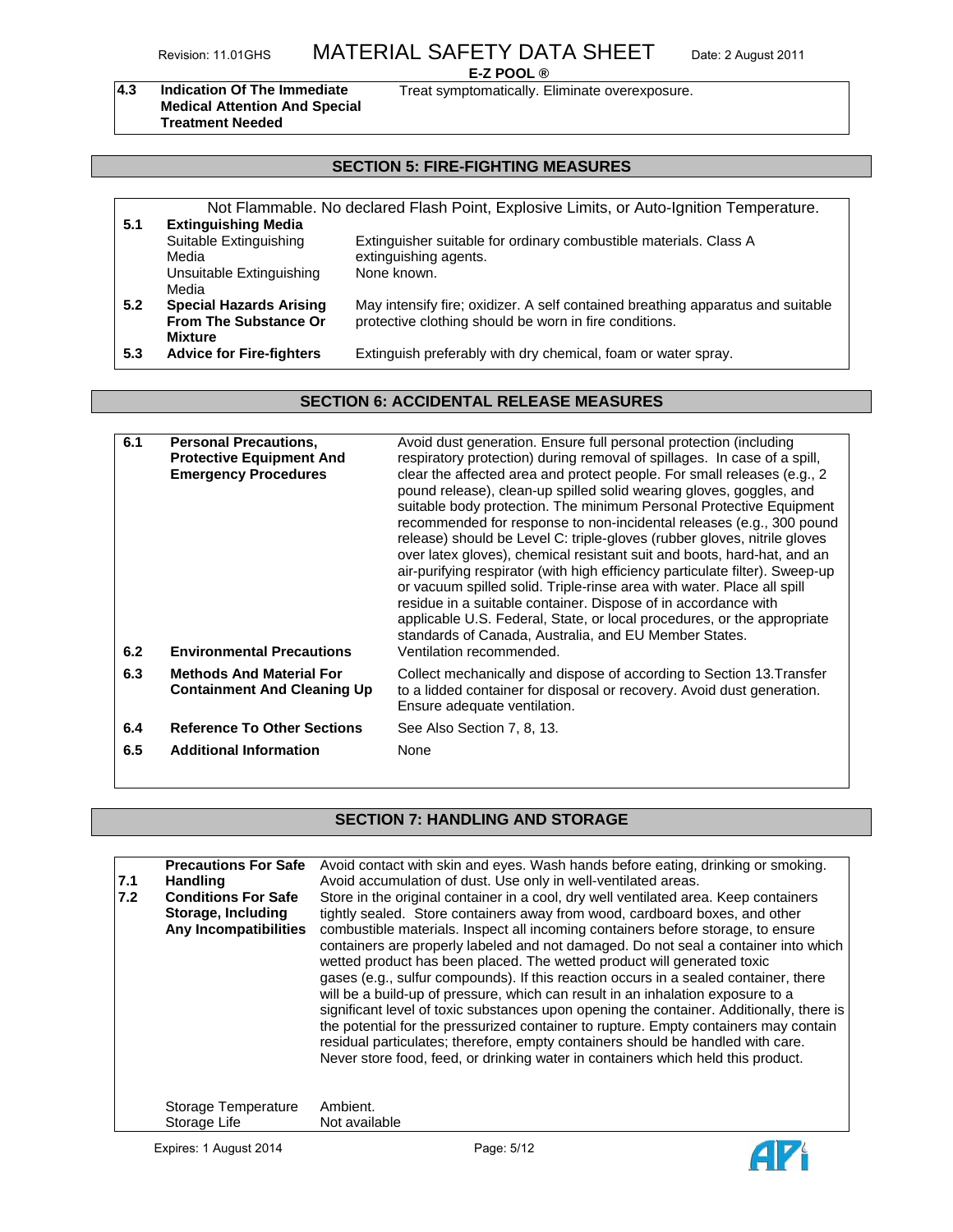| | | |
|---|---|---|
| **4.3** | **Indication Of The Immediate Medical Attention And Special Treatment Needed** | Treat symptomatically. Eliminate overexposure. |

## SECTION 5: FIRE-FIGHTING MEASURES

Not Flammable. No declared Flash Point, Explosive Limits, or Auto-Ignition Temperature.

| | | |
|---|---|---|
| **5.1** | **Extinguishing Media** | |
| | Suitable Extinguishing Media | Extinguisher suitable for ordinary combustible materials. Class A extinguishing agents. |
| | Unsuitable Extinguishing Media | None known. |
| **5.2** | **Special Hazards Arising From The Substance Or Mixture** | May intensify fire; oxidizer. A self contained breathing apparatus and suitable protective clothing should be worn in fire conditions. |
| **5.3** | **Advice for Fire-fighters** | Extinguish preferably with dry chemical, foam or water spray. |

## SECTION 6: ACCIDENTAL RELEASE MEASURES

| | | |
|---|---|---|
| **6.1** | **Personal Precautions, Protective Equipment And Emergency Procedures** | Avoid dust generation. Ensure full personal protection (including respiratory protection) during removal of spillages. In case of a spill, clear the affected area and protect people. For small releases (e.g., 2 pound release), clean-up spilled solid wearing gloves, goggles, and suitable body protection. The minimum Personal Protective Equipment recommended for response to non-incidental releases (e.g., 300 pound release) should be Level C: triple-gloves (rubber gloves, nitrile gloves over latex gloves), chemical resistant suit and boots, hard-hat, and an air-purifying respirator (with high efficiency particulate filter). Sweep-up or vacuum spilled solid. Triple-rinse area with water. Place all spill residue in a suitable container. Dispose of in accordance with applicable U.S. Federal, State, or local procedures, or the appropriate standards of Canada, Australia, and EU Member States. |
| **6.2** | **Environmental Precautions** | Ventilation recommended. |
| **6.3** | **Methods And Material For Containment And Cleaning Up** | Collect mechanically and dispose of according to Section 13.Transfer to a lidded container for disposal or recovery. Avoid dust generation. Ensure adequate ventilation. |
| **6.4** | **Reference To Other Sections** | See Also Section 7, 8, 13. |
| **6.5** | **Additional Information** | None |

## SECTION 7: HANDLING AND STORAGE

| | | |
|---|---|---|
| **7.1** | **Precautions For Safe Handling** | Avoid contact with skin and eyes. Wash hands before eating, drinking or smoking. Avoid accumulation of dust. Use only in well-ventilated areas. |
| **7.2** | **Conditions For Safe Storage, Including Any Incompatibilities** | Store in the original container in a cool, dry well ventilated area. Keep containers tightly sealed. Store containers away from wood, cardboard boxes, and other combustible materials. Inspect all incoming containers before storage, to ensure containers are properly labeled and not damaged. Do not seal a container into which wetted product has been placed. The wetted product will generated toxic gases (e.g., sulfur compounds). If this reaction occurs in a sealed container, there will be a build-up of pressure, which can result in an inhalation exposure to a significant level of toxic substances upon opening the container. Additionally, there is the potential for the pressurized container to rupture. Empty containers may contain residual particulates; therefore, empty containers should be handled with care. Never store food, feed, or drinking water in containers which held this product. |
| | Storage Temperature | Ambient. |
| | Storage Life | Not available |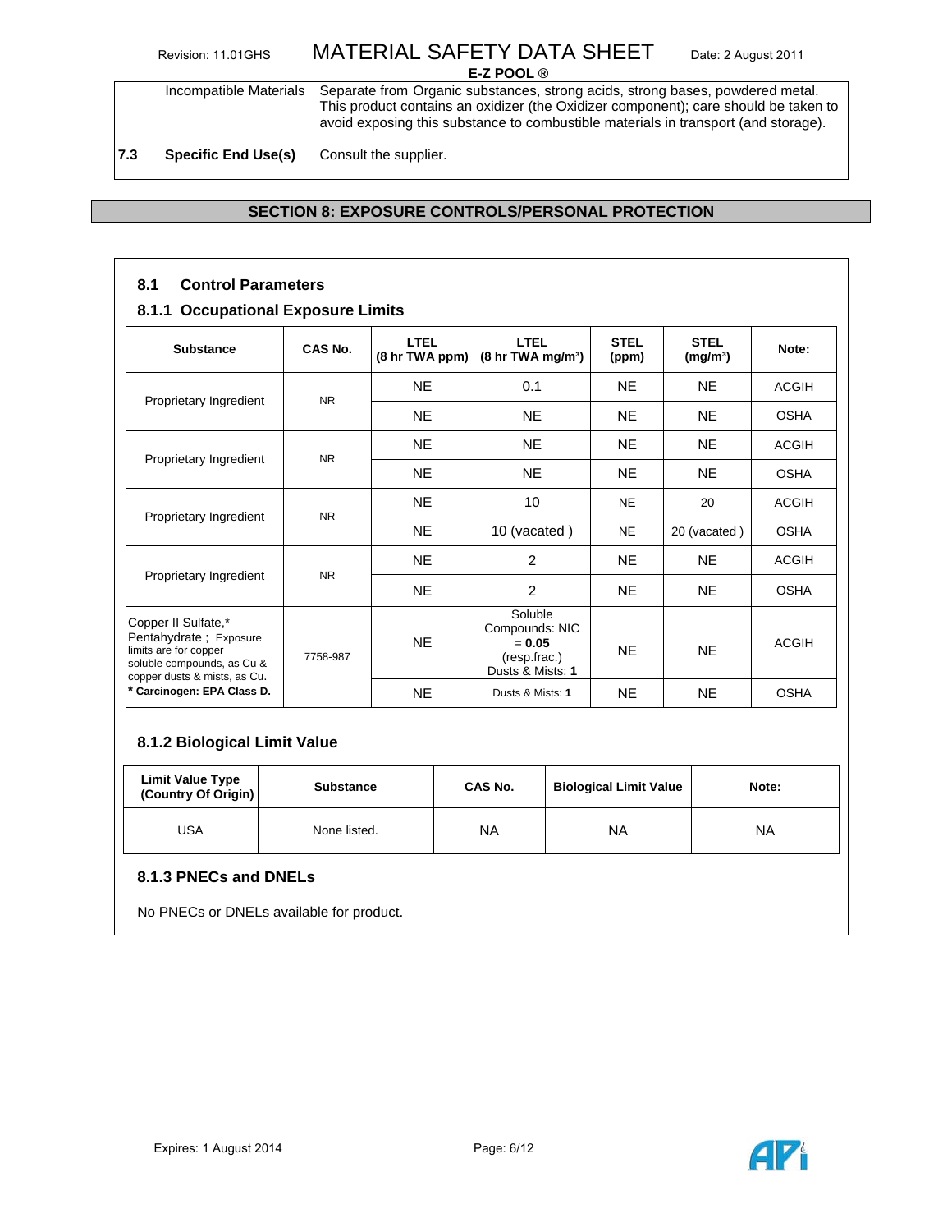| Incompatible Materials | Separate from Organic substances, strong acids, strong bases, powdered metal. This product contains an oxidizer (the Oxidizer component); care should be taken to avoid exposing this substance to combustible materials in transport (and storage). |
|---|---|
| **7.3 Specific End Use(s)** | Consult the supplier. |

## SECTION 8: EXPOSURE CONTROLS/PERSONAL PROTECTION

### 8.1 Control Parameters

### 8.1.1 Occupational Exposure Limits

| Substance | CAS No. | LTEL (8 hr TWA ppm) | LTEL (8 hr TWA mg/m³) | STEL (ppm) | STEL (mg/m³) | Note: |
|---|---|---|---|---|---|---|
| Proprietary Ingredient | NR | NE | 0.1 | NE | NE | ACGIH |
| | | NE | NE | NE | NE | OSHA |
| Proprietary Ingredient | NR | NE | NE | NE | NE | ACGIH |
| | | NE | NE | NE | NE | OSHA |
| Proprietary Ingredient | NR | NE | 10 | NE | 20 | ACGIH |
| | | NE | 10 (vacated ) | NE | 20 (vacated ) | OSHA |
| Proprietary Ingredient | NR | NE | 2 | NE | NE | ACGIH |
| | | NE | 2 | NE | NE | OSHA |
| Copper II Sulfate,* Pentahydrate ; Exposure limits are for copper soluble compounds, as Cu & copper dusts & mists, as Cu. **\* Carcinogen: EPA Class D.** | 7758-987 | NE | Soluble Compounds: NIC = **0.05** (resp.frac.) Dusts & Mists: **1** | NE | NE | ACGIH |
| | | NE | Dusts & Mists: **1** | NE | NE | OSHA |

### 8.1.2 Biological Limit Value

| Limit Value Type (Country Of Origin) | Substance | CAS No. | Biological Limit Value | Note: |
|---|---|---|---|---|
| USA | None listed. | NA | NA | NA |

### 8.1.3 PNECs and DNELs

No PNECs or DNELs available for product.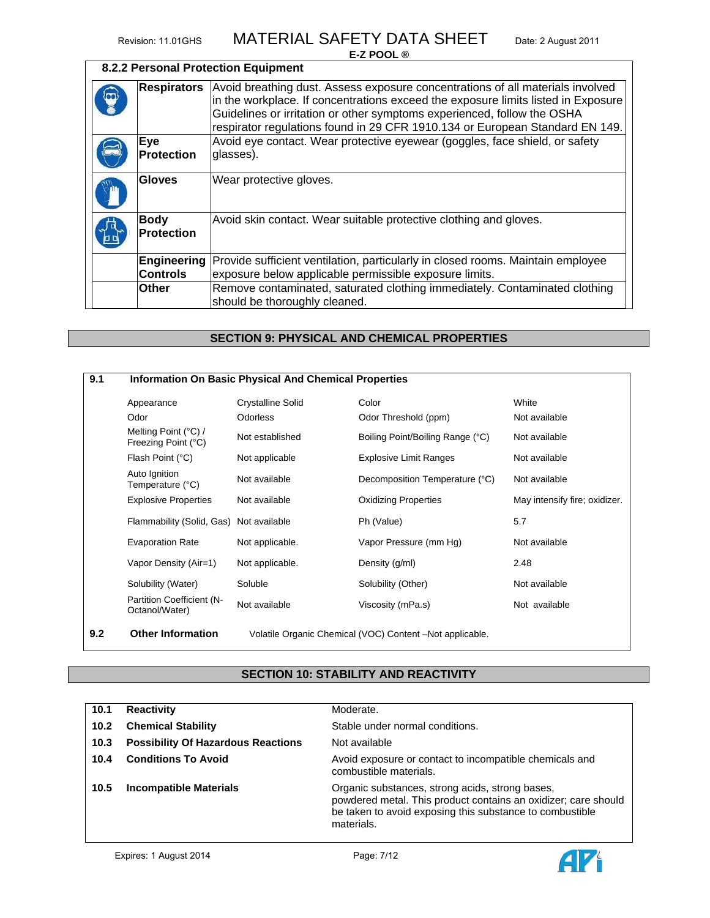### 8.2.2 Personal Protection Equipment

| | | |
|---|---|---|
| | **Respirators** | Avoid breathing dust. Assess exposure concentrations of all materials involved in the workplace. If concentrations exceed the exposure limits listed in Exposure Guidelines or irritation or other symptoms experienced, follow the OSHA respirator regulations found in 29 CFR 1910.134 or European Standard EN 149. |
| | **Eye Protection** | Avoid eye contact. Wear protective eyewear (goggles, face shield, or safety glasses). |
| | **Gloves** | Wear protective gloves. |
| | **Body Protection** | Avoid skin contact. Wear suitable protective clothing and gloves. |
| | **Engineering Controls** | Provide sufficient ventilation, particularly in closed rooms. Maintain employee exposure below applicable permissible exposure limits. |
| | **Other** | Remove contaminated, saturated clothing immediately. Contaminated clothing should be thoroughly cleaned. |

## SECTION 9: PHYSICAL AND CHEMICAL PROPERTIES

### 9.1 Information On Basic Physical And Chemical Properties

| | | | |
|---|---|---|---|
| Appearance | Crystalline Solid | Color | White |
| Odor | Odorless | Odor Threshold (ppm) | Not available |
| Melting Point (°C) / Freezing Point (°C) | Not established | Boiling Point/Boiling Range (°C) | Not available |
| Flash Point (°C) | Not applicable | Explosive Limit Ranges | Not available |
| Auto Ignition Temperature (°C) | Not available | Decomposition Temperature (°C) | Not available |
| Explosive Properties | Not available | Oxidizing Properties | May intensify fire; oxidizer. |
| Flammability (Solid, Gas) | Not available | Ph (Value) | 5.7 |
| Evaporation Rate | Not applicable. | Vapor Pressure (mm Hg) | Not available |
| Vapor Density (Air=1) | Not applicable. | Density (g/ml) | 2.48 |
| Solubility (Water) | Soluble | Solubility (Other) | Not available |
| Partition Coefficient (N-Octanol/Water) | Not available | Viscosity (mPa.s) | Not available |

**9.2 Other Information** Volatile Organic Chemical (VOC) Content –Not applicable.

## SECTION 10: STABILITY AND REACTIVITY

| | | |
|---|---|---|
| **10.1** | **Reactivity** | Moderate. |
| **10.2** | **Chemical Stability** | Stable under normal conditions. |
| **10.3** | **Possibility Of Hazardous Reactions** | Not available |
| **10.4** | **Conditions To Avoid** | Avoid exposure or contact to incompatible chemicals and combustible materials. |
| **10.5** | **Incompatible Materials** | Organic substances, strong acids, strong bases, powdered metal. This product contains an oxidizer; care should be taken to avoid exposing this substance to combustible materials. |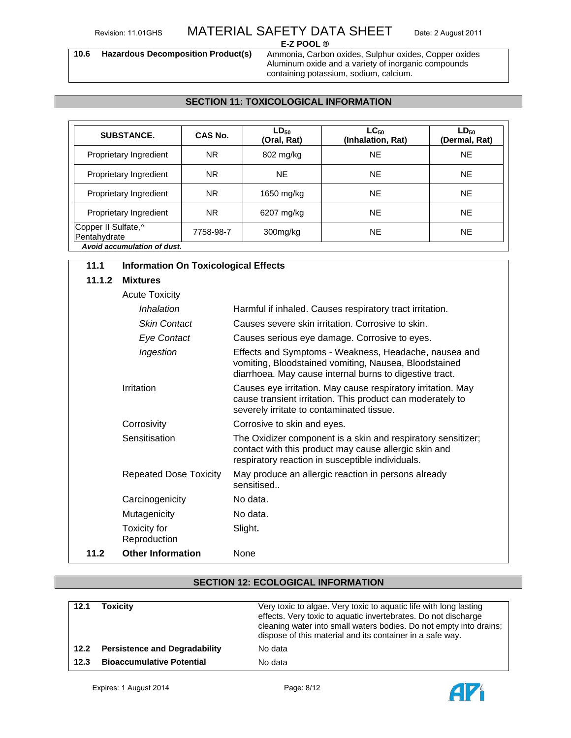| 10.6 | Hazardous Decomposition Product(s) | Ammonia, Carbon oxides, Sulphur oxides, Copper oxides Aluminum oxide and a variety of inorganic compounds containing potassium, sodium, calcium. |
|---|---|---|

## SECTION 11: TOXICOLOGICAL INFORMATION

| SUBSTANCE. | CAS No. | $LD_{50}$ (Oral, Rat) | $LC_{50}$ (Inhalation, Rat) | $LD_{50}$ (Dermal, Rat) |
|---|---|---|---|---|
| Proprietary Ingredient | NR | 802 mg/kg | NE | NE |
| Proprietary Ingredient | NR | NE | NE | NE |
| Proprietary Ingredient | NR | 1650 mg/kg | NE | NE |
| Proprietary Ingredient | NR | 6207 mg/kg | NE | NE |
| Copper II Sulfate,^ Pentahydrate | 7758-98-7 | 300mg/kg | NE | NE |

***Avoid accumulation of dust.***

### 11.1 Information On Toxicological Effects

#### 11.1.2 Mixtures

Acute Toxicity

| | |
|---|---|
| *Inhalation* | Harmful if inhaled. Causes respiratory tract irritation. |
| *Skin Contact* | Causes severe skin irritation. Corrosive to skin. |
| *Eye Contact* | Causes serious eye damage. Corrosive to eyes. |
| *Ingestion* | Effects and Symptoms - Weakness, Headache, nausea and vomiting, Bloodstained vomiting, Nausea, Bloodstained diarrhoea. May cause internal burns to digestive tract. |
| Irritation | Causes eye irritation. May cause respiratory irritation. May cause transient irritation. This product can moderately to severely irritate to contaminated tissue. |
| Corrosivity | Corrosive to skin and eyes. |
| Sensitisation | The Oxidizer component is a skin and respiratory sensitizer; contact with this product may cause allergic skin and respiratory reaction in susceptible individuals. |
| Repeated Dose Toxicity | May produce an allergic reaction in persons already sensitised.. |
| Carcinogenicity | No data. |
| Mutagenicity | No data. |
| Toxicity for Reproduction | Slight**.** |

### 11.2 Other Information

None

## SECTION 12: ECOLOGICAL INFORMATION

| | | |
|---|---|---|
| 12.1 | **Toxicity** | Very toxic to algae. Very toxic to aquatic life with long lasting effects. Very toxic to aquatic invertebrates. Do not discharge cleaning water into small waters bodies. Do not empty into drains; dispose of this material and its container in a safe way. |
| 12.2 | **Persistence and Degradability** | No data |
| 12.3 | **Bioaccumulative Potential** | No data |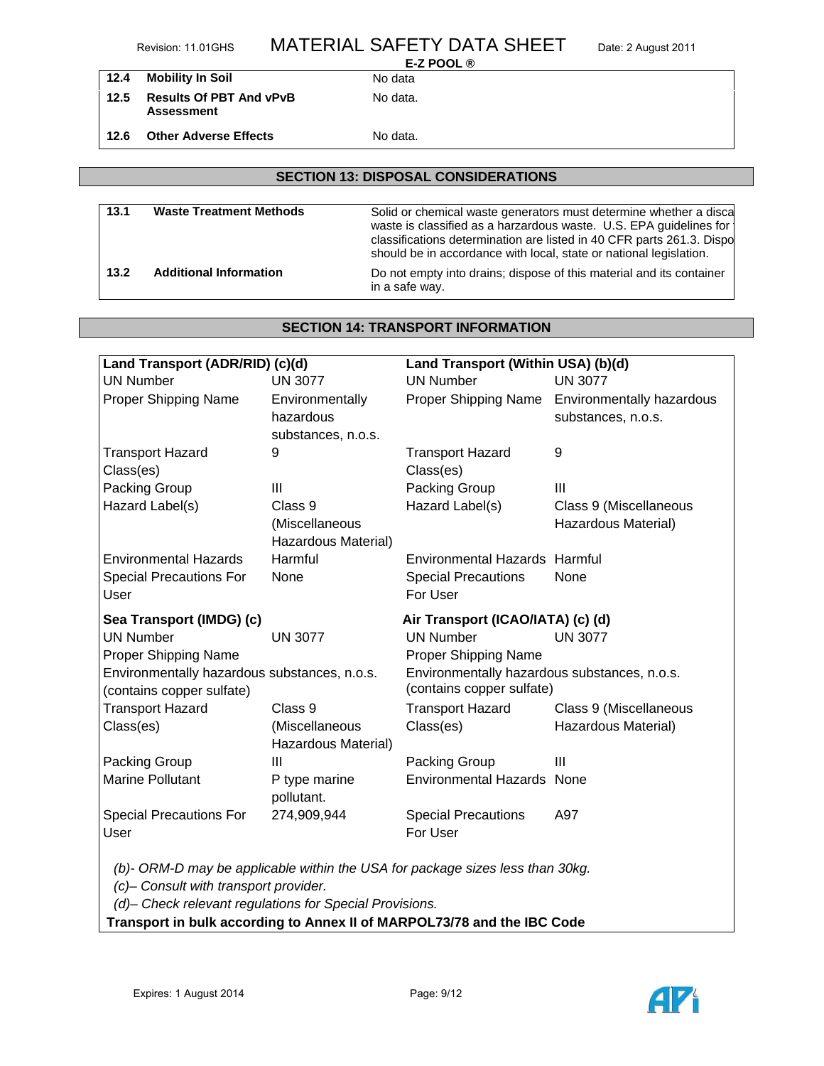| | | |
|---|---|---|
| 12.4 | **Mobility In Soil** | No data |
| 12.5 | **Results Of PBT And vPvB Assessment** | No data. |
| 12.6 | **Other Adverse Effects** | No data. |

## SECTION 13: DISPOSAL CONSIDERATIONS

| | | |
|---|---|---|
| 13.1 | **Waste Treatment Methods** | Solid or chemical waste generators must determine whether a disca waste is classified as a harzardous waste. U.S. EPA guidelines for classifications determination are listed in 40 CFR parts 261.3. Dispo should be in accordance with local, state or national legislation. |
| 13.2 | **Additional Information** | Do not empty into drains; dispose of this material and its container in a safe way. |

## SECTION 14: TRANSPORT INFORMATION

| **Land Transport (ADR/RID) (c)(d)** | | **Land Transport (Within USA) (b)(d)** | |
|---|---|---|---|
| UN Number | UN 3077 | UN Number | UN 3077 |
| Proper Shipping Name | Environmentally hazardous substances, n.o.s. | Proper Shipping Name | Environmentally hazardous substances, n.o.s. |
| Transport Hazard Class(es) | 9 | Transport Hazard Class(es) | 9 |
| Packing Group | III | Packing Group | III |
| Hazard Label(s) | Class 9 (Miscellaneous Hazardous Material) | Hazard Label(s) | Class 9 (Miscellaneous Hazardous Material) |
| Environmental Hazards | Harmful | Environmental Hazards | Harmful |
| Special Precautions For User | None | Special Precautions For User | None |
| **Sea Transport (IMDG) (c)** | | **Air Transport (ICAO/IATA) (c) (d)** | |
| UN Number | UN 3077 | UN Number | UN 3077 |
| Proper Shipping Name | Environmentally hazardous substances, n.o.s. (contains copper sulfate) | Proper Shipping Name | Environmentally hazardous substances, n.o.s. (contains copper sulfate) |
| Transport Hazard Class(es) | Class 9 (Miscellaneous Hazardous Material) | Transport Hazard Class(es) | Class 9 (Miscellaneous Hazardous Material) |
| Packing Group | III | Packing Group | III |
| Marine Pollutant | P type marine pollutant. | Environmental Hazards | None |
| Special Precautions For User | 274,909,944 | Special Precautions For User | A97 |

*(b)- ORM-D may be applicable within the USA for package sizes less than 30kg.*
*(c)– Consult with transport provider.*
*(d)– Check relevant regulations for Special Provisions.*

**Transport in bulk according to Annex II of MARPOL73/78 and the IBC Code**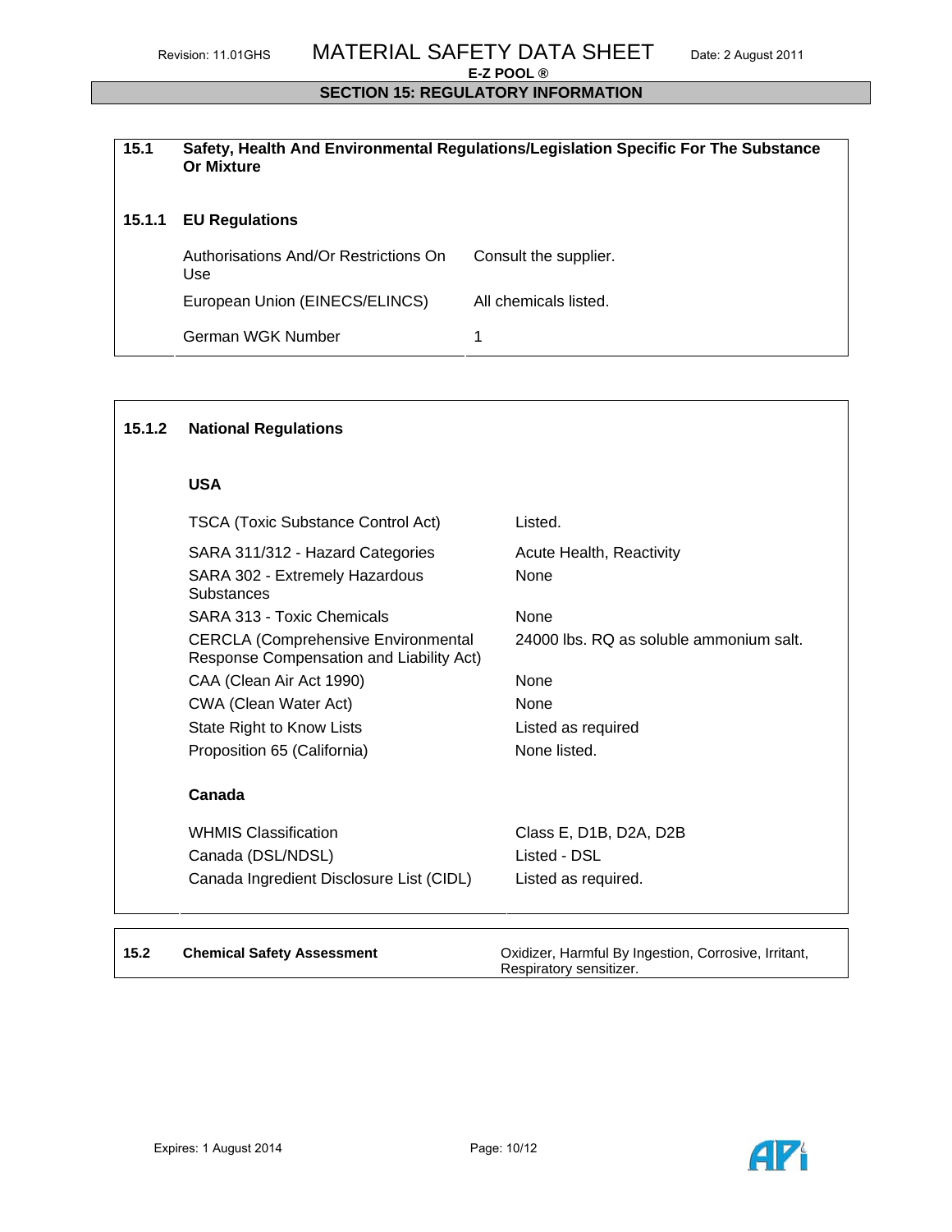## SECTION 15: REGULATORY INFORMATION

### 15.1 Safety, Health And Environmental Regulations/Legislation Specific For The Substance Or Mixture

#### 15.1.1 EU Regulations

| | |
|---|---|
| Authorisations And/Or Restrictions On Use | Consult the supplier. |
| European Union (EINECS/ELINCS) | All chemicals listed. |
| German WGK Number | 1 |

#### 15.1.2 National Regulations

**USA**

| | |
|---|---|
| TSCA (Toxic Substance Control Act) | Listed. |
| SARA 311/312 - Hazard Categories | Acute Health, Reactivity |
| SARA 302 - Extremely Hazardous Substances | None |
| SARA 313 - Toxic Chemicals | None |
| CERCLA (Comprehensive Environmental Response Compensation and Liability Act) | 24000 lbs. RQ as soluble ammonium salt. |
| CAA (Clean Air Act 1990) | None |
| CWA (Clean Water Act) | None |
| State Right to Know Lists | Listed as required |
| Proposition 65 (California) | None listed. |

**Canada**

| | |
|---|---|
| WHMIS Classification | Class E, D1B, D2A, D2B |
| Canada (DSL/NDSL) | Listed - DSL |
| Canada Ingredient Disclosure List (CIDL) | Listed as required. |

### 15.2 Chemical Safety Assessment

Oxidizer, Harmful By Ingestion, Corrosive, Irritant, Respiratory sensitizer.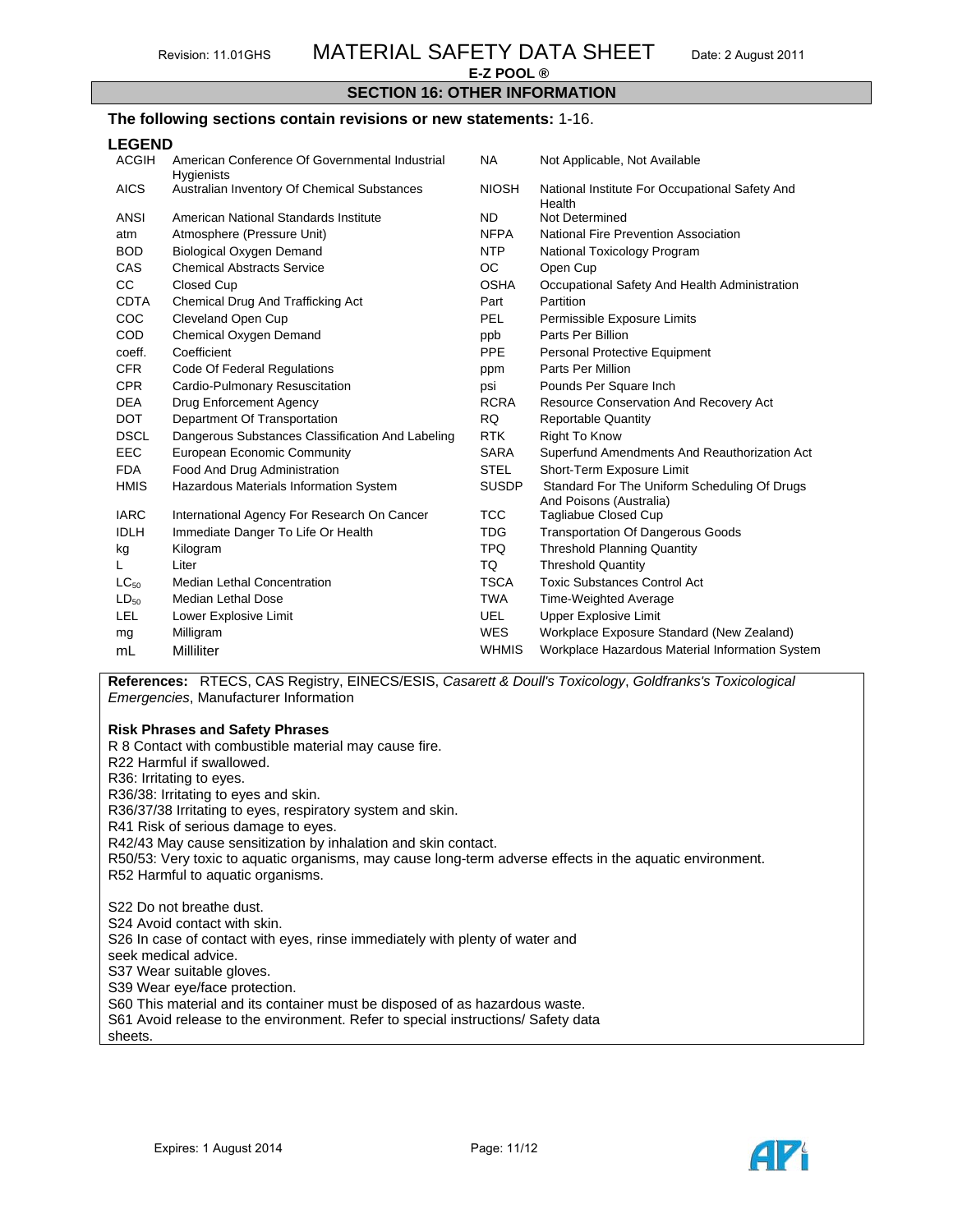## SECTION 16: OTHER INFORMATION

**The following sections contain revisions or new statements:** 1-16.

### LEGEND

| | | | |
|---|---|---|---|
| ACGIH | American Conference Of Governmental Industrial Hygienists | NA | Not Applicable, Not Available |
| AICS | Australian Inventory Of Chemical Substances | NIOSH | National Institute For Occupational Safety And Health |
| ANSI | American National Standards Institute | ND | Not Determined |
| atm | Atmosphere (Pressure Unit) | NFPA | National Fire Prevention Association |
| BOD | Biological Oxygen Demand | NTP | National Toxicology Program |
| CAS | Chemical Abstracts Service | OC | Open Cup |
| CC | Closed Cup | OSHA | Occupational Safety And Health Administration |
| CDTA | Chemical Drug And Trafficking Act | Part | Partition |
| COC | Cleveland Open Cup | PEL | Permissible Exposure Limits |
| COD | Chemical Oxygen Demand | ppb | Parts Per Billion |
| coeff. | Coefficient | PPE | Personal Protective Equipment |
| CFR | Code Of Federal Regulations | ppm | Parts Per Million |
| CPR | Cardio-Pulmonary Resuscitation | psi | Pounds Per Square Inch |
| DEA | Drug Enforcement Agency | RCRA | Resource Conservation And Recovery Act |
| DOT | Department Of Transportation | RQ | Reportable Quantity |
| DSCL | Dangerous Substances Classification And Labeling | RTK | Right To Know |
| EEC | European Economic Community | SARA | Superfund Amendments And Reauthorization Act |
| FDA | Food And Drug Administration | STEL | Short-Term Exposure Limit |
| HMIS | Hazardous Materials Information System | SUSDP | Standard For The Uniform Scheduling Of Drugs And Poisons (Australia) |
| IARC | International Agency For Research On Cancer | TCC | Tagliabue Closed Cup |
| IDLH | Immediate Danger To Life Or Health | TDG | Transportation Of Dangerous Goods |
| kg | Kilogram | TPQ | Threshold Planning Quantity |
| L | Liter | TQ | Threshold Quantity |
| $LC_{50}$ | Median Lethal Concentration | TSCA | Toxic Substances Control Act |
| $LD_{50}$ | Median Lethal Dose | TWA | Time-Weighted Average |
| LEL | Lower Explosive Limit | UEL | Upper Explosive Limit |
| mg | Milligram | WES | Workplace Exposure Standard (New Zealand) |
| mL | Milliliter | WHMIS | Workplace Hazardous Material Information System |

**References:** RTECS, CAS Registry, EINECS/ESIS, *Casarett & Doull's Toxicology*, *Goldfranks's Toxicological Emergencies*, Manufacturer Information

**Risk Phrases and Safety Phrases**

R 8 Contact with combustible material may cause fire.
R22 Harmful if swallowed.
R36: Irritating to eyes.
R36/38: Irritating to eyes and skin.
R36/37/38 Irritating to eyes, respiratory system and skin.
R41 Risk of serious damage to eyes.
R42/43 May cause sensitization by inhalation and skin contact.
R50/53: Very toxic to aquatic organisms, may cause long-term adverse effects in the aquatic environment.
R52 Harmful to aquatic organisms.

S22 Do not breathe dust.
S24 Avoid contact with skin.
S26 In case of contact with eyes, rinse immediately with plenty of water and seek medical advice.
S37 Wear suitable gloves.
S39 Wear eye/face protection.
S60 This material and its container must be disposed of as hazardous waste.
S61 Avoid release to the environment. Refer to special instructions/ Safety data sheets.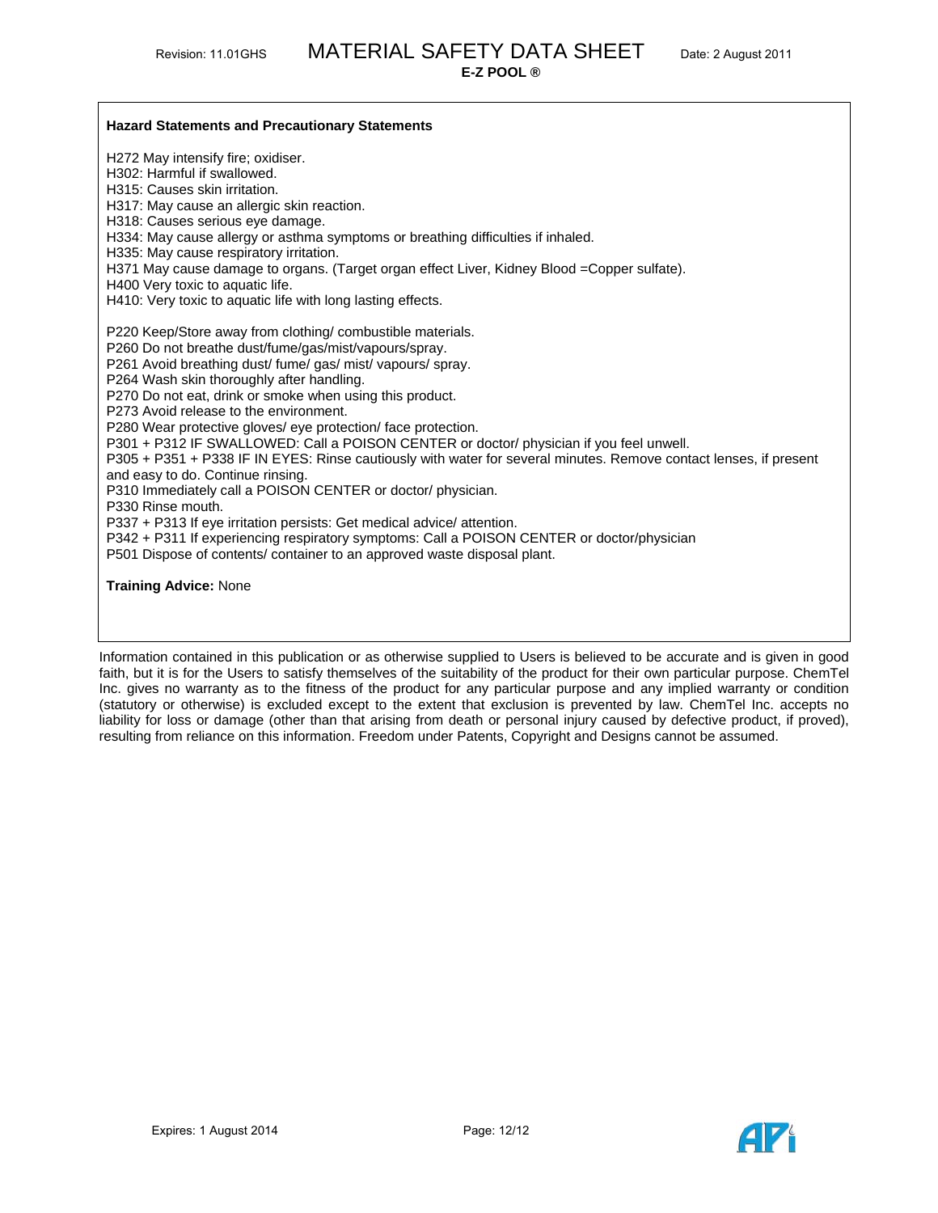**Hazard Statements and Precautionary Statements**

H272 May intensify fire; oxidiser.
H302: Harmful if swallowed.
H315: Causes skin irritation.
H317: May cause an allergic skin reaction.
H318: Causes serious eye damage.
H334: May cause allergy or asthma symptoms or breathing difficulties if inhaled.
H335: May cause respiratory irritation.
H371 May cause damage to organs. (Target organ effect Liver, Kidney Blood =Copper sulfate).
H400 Very toxic to aquatic life.
H410: Very toxic to aquatic life with long lasting effects.

P220 Keep/Store away from clothing/ combustible materials.
P260 Do not breathe dust/fume/gas/mist/vapours/spray.
P261 Avoid breathing dust/ fume/ gas/ mist/ vapours/ spray.
P264 Wash skin thoroughly after handling.
P270 Do not eat, drink or smoke when using this product.
P273 Avoid release to the environment.
P280 Wear protective gloves/ eye protection/ face protection.
P301 + P312 IF SWALLOWED: Call a POISON CENTER or doctor/ physician if you feel unwell.
P305 + P351 + P338 IF IN EYES: Rinse cautiously with water for several minutes. Remove contact lenses, if present and easy to do. Continue rinsing.
P310 Immediately call a POISON CENTER or doctor/ physician.
P330 Rinse mouth.
P337 + P313 If eye irritation persists: Get medical advice/ attention.
P342 + P311 If experiencing respiratory symptoms: Call a POISON CENTER or doctor/physician
P501 Dispose of contents/ container to an approved waste disposal plant.

**Training Advice:** None

Information contained in this publication or as otherwise supplied to Users is believed to be accurate and is given in good faith, but it is for the Users to satisfy themselves of the suitability of the product for their own particular purpose. ChemTel Inc. gives no warranty as to the fitness of the product for any particular purpose and any implied warranty or condition (statutory or otherwise) is excluded except to the extent that exclusion is prevented by law. ChemTel Inc. accepts no liability for loss or damage (other than that arising from death or personal injury caused by defective product, if proved), resulting from reliance on this information. Freedom under Patents, Copyright and Designs cannot be assumed.